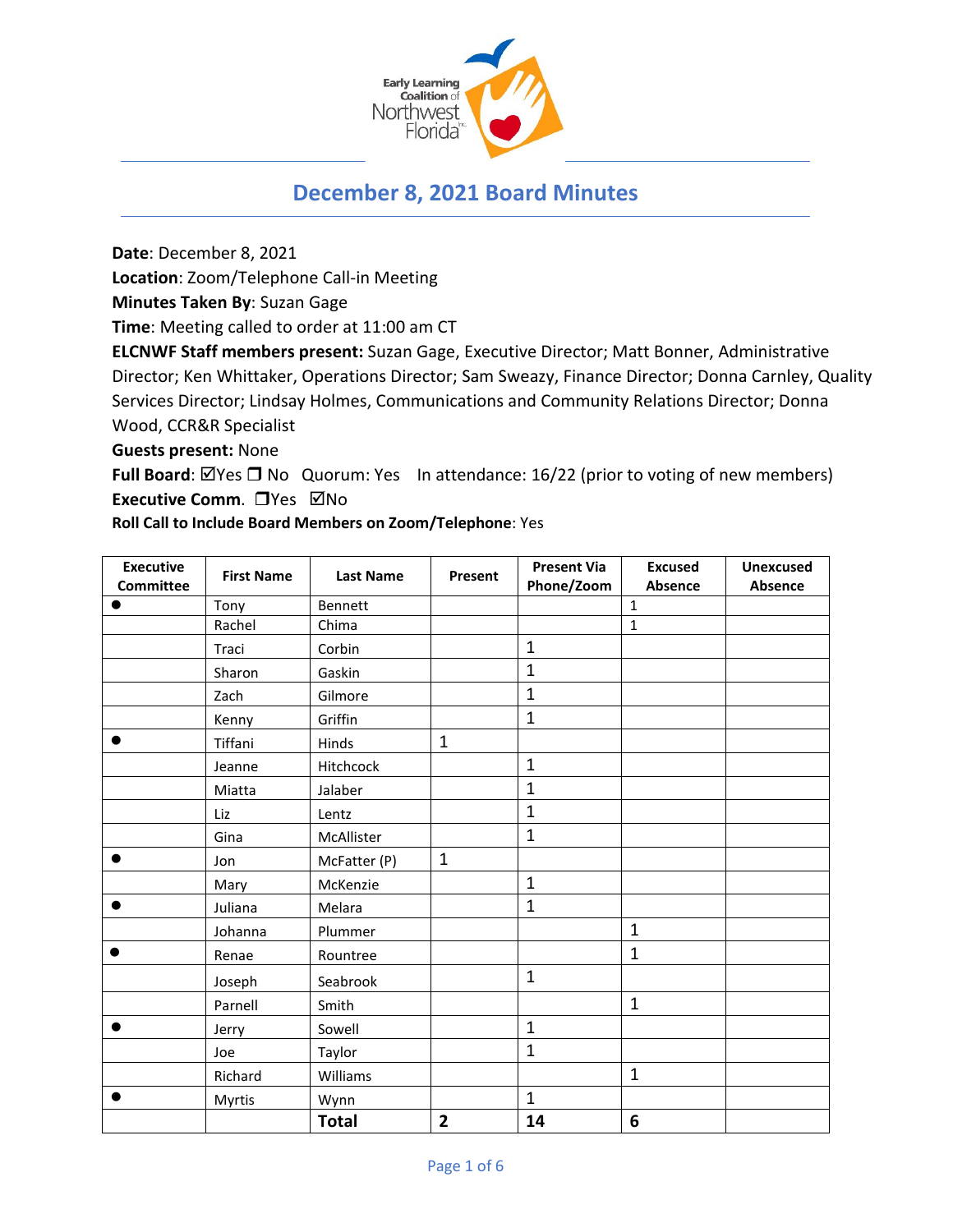# December 8, 2021 Board Minutes

**Date**: December 8, 2021
**Location**: Zoom/Telephone Call-in Meeting
**Minutes Taken By**: Suzan Gage
**Time**: Meeting called to order at 11:00 am CT
**ELCNWF Staff members present:** Suzan Gage, Executive Director; Matt Bonner, Administrative Director; Ken Whittaker, Operations Director; Sam Sweazy, Finance Director; Donna Carnley, Quality Services Director; Lindsay Holmes, Communications and Community Relations Director; Donna Wood, CCR&R Specialist
**Guests present:** None
**Full Board**: ☑Yes ❐ No  Quorum: Yes  In attendance: 16/22 (prior to voting of new members)
**Executive Comm**. ❐Yes ☑No
**Roll Call to Include Board Members on Zoom/Telephone**: Yes

| Executive Committee | First Name | Last Name | Present | Present Via Phone/Zoom | Excused Absence | Unexcused Absence |
|---|---|---|---|---|---|---|
| ● | Tony | Bennett | | | 1 | |
| | Rachel | Chima | | | 1 | |
| | Traci | Corbin | | 1 | | |
| | Sharon | Gaskin | | 1 | | |
| | Zach | Gilmore | | 1 | | |
| | Kenny | Griffin | | 1 | | |
| ● | Tiffani | Hinds | 1 | | | |
| | Jeanne | Hitchcock | | 1 | | |
| | Miatta | Jalaber | | 1 | | |
| | Liz | Lentz | | 1 | | |
| | Gina | McAllister | | 1 | | |
| ● | Jon | McFatter (P) | 1 | | | |
| | Mary | McKenzie | | 1 | | |
| ● | Juliana | Melara | | 1 | | |
| | Johanna | Plummer | | | 1 | |
| ● | Renae | Rountree | | | 1 | |
| | Joseph | Seabrook | | 1 | | |
| | Parnell | Smith | | | 1 | |
| ● | Jerry | Sowell | | 1 | | |
| | Joe | Taylor | | 1 | | |
| | Richard | Williams | | | 1 | |
| ● | Myrtis | Wynn | | 1 | | |
| | | **Total** | **2** | **14** | **6** | |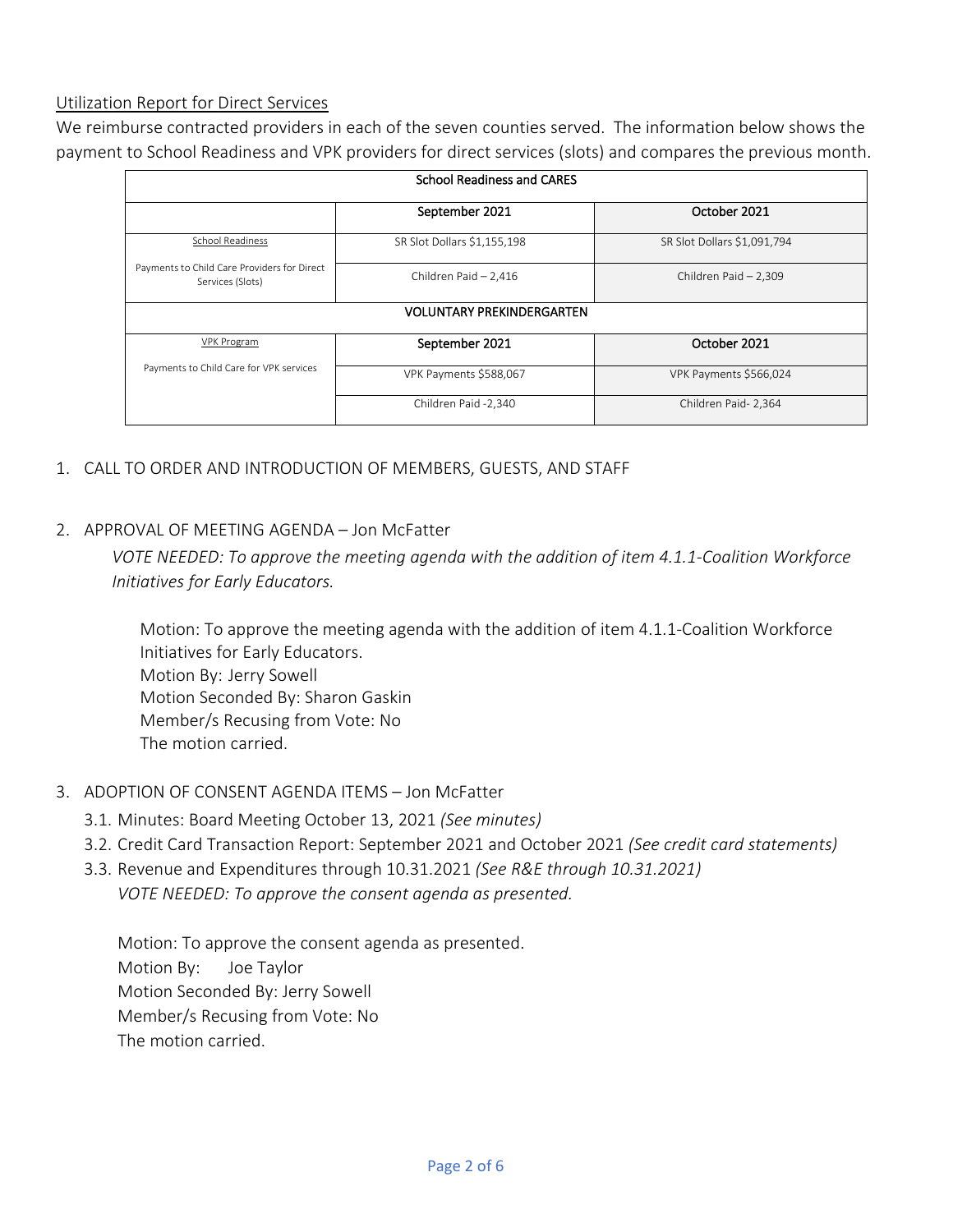Utilization Report for Direct Services

We reimburse contracted providers in each of the seven counties served. The information below shows the payment to School Readiness and VPK providers for direct services (slots) and compares the previous month.

| School Readiness and CARES | | |
|---|---|---|
| | September 2021 | October 2021 |
| School Readiness<br><br>Payments to Child Care Providers for Direct Services (Slots) | SR Slot Dollars $1,155,198 | SR Slot Dollars $1,091,794 |
| | Children Paid – 2,416 | Children Paid – 2,309 |
| **VOLUNTARY PREKINDERGARTEN** | | |
| VPK Program<br><br>Payments to Child Care for VPK services | September 2021 | October 2021 |
| | VPK Payments $588,067 | VPK Payments $566,024 |
| | Children Paid -2,340 | Children Paid- 2,364 |

1. CALL TO ORDER AND INTRODUCTION OF MEMBERS, GUESTS, AND STAFF

2. APPROVAL OF MEETING AGENDA – Jon McFatter

   *VOTE NEEDED: To approve the meeting agenda with the addition of item 4.1.1-Coalition Workforce Initiatives for Early Educators.*

   Motion: To approve the meeting agenda with the addition of item 4.1.1-Coalition Workforce Initiatives for Early Educators.
   Motion By: Jerry Sowell
   Motion Seconded By: Sharon Gaskin
   Member/s Recusing from Vote: No
   The motion carried.

3. ADOPTION OF CONSENT AGENDA ITEMS – Jon McFatter
   - 3.1. Minutes: Board Meeting October 13, 2021 *(See minutes)*
   - 3.2. Credit Card Transaction Report: September 2021 and October 2021 *(See credit card statements)*
   - 3.3. Revenue and Expenditures through 10.31.2021 *(See R&E through 10.31.2021)*

   *VOTE NEEDED: To approve the consent agenda as presented.*

   Motion: To approve the consent agenda as presented.
   Motion By: Joe Taylor
   Motion Seconded By: Jerry Sowell
   Member/s Recusing from Vote: No
   The motion carried.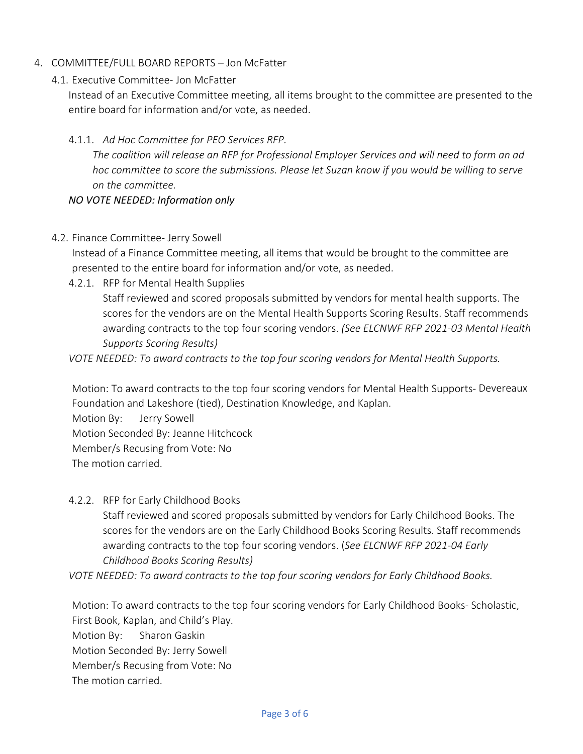4. COMMITTEE/FULL BOARD REPORTS – Jon McFatter

   4.1. Executive Committee- Jon McFatter

   Instead of an Executive Committee meeting, all items brought to the committee are presented to the entire board for information and/or vote, as needed.

   4.1.1. *Ad Hoc Committee for PEO Services RFP*.

   *The coalition will release an RFP for Professional Employer Services and will need to form an ad hoc committee to score the submissions. Please let Suzan know if you would be willing to serve on the committee.*

   ***NO VOTE NEEDED: Information only***

   4.2. Finance Committee- Jerry Sowell

   Instead of a Finance Committee meeting, all items that would be brought to the committee are presented to the entire board for information and/or vote, as needed.

   4.2.1. RFP for Mental Health Supplies

   Staff reviewed and scored proposals submitted by vendors for mental health supports. The scores for the vendors are on the Mental Health Supports Scoring Results. Staff recommends awarding contracts to the top four scoring vendors. *(See ELCNWF RFP 2021-03 Mental Health Supports Scoring Results)*

   *VOTE NEEDED: To award contracts to the top four scoring vendors for Mental Health Supports.*

   Motion: To award contracts to the top four scoring vendors for Mental Health Supports- Devereaux Foundation and Lakeshore (tied), Destination Knowledge, and Kaplan.
   Motion By: Jerry Sowell
   Motion Seconded By: Jeanne Hitchcock
   Member/s Recusing from Vote: No
   The motion carried.

   4.2.2. RFP for Early Childhood Books

   Staff reviewed and scored proposals submitted by vendors for Early Childhood Books. The scores for the vendors are on the Early Childhood Books Scoring Results. Staff recommends awarding contracts to the top four scoring vendors. (*See ELCNWF RFP 2021-04 Early Childhood Books Scoring Results)*

   *VOTE NEEDED: To award contracts to the top four scoring vendors for Early Childhood Books.*

   Motion: To award contracts to the top four scoring vendors for Early Childhood Books- Scholastic, First Book, Kaplan, and Child's Play.
   Motion By: Sharon Gaskin
   Motion Seconded By: Jerry Sowell
   Member/s Recusing from Vote: No
   The motion carried.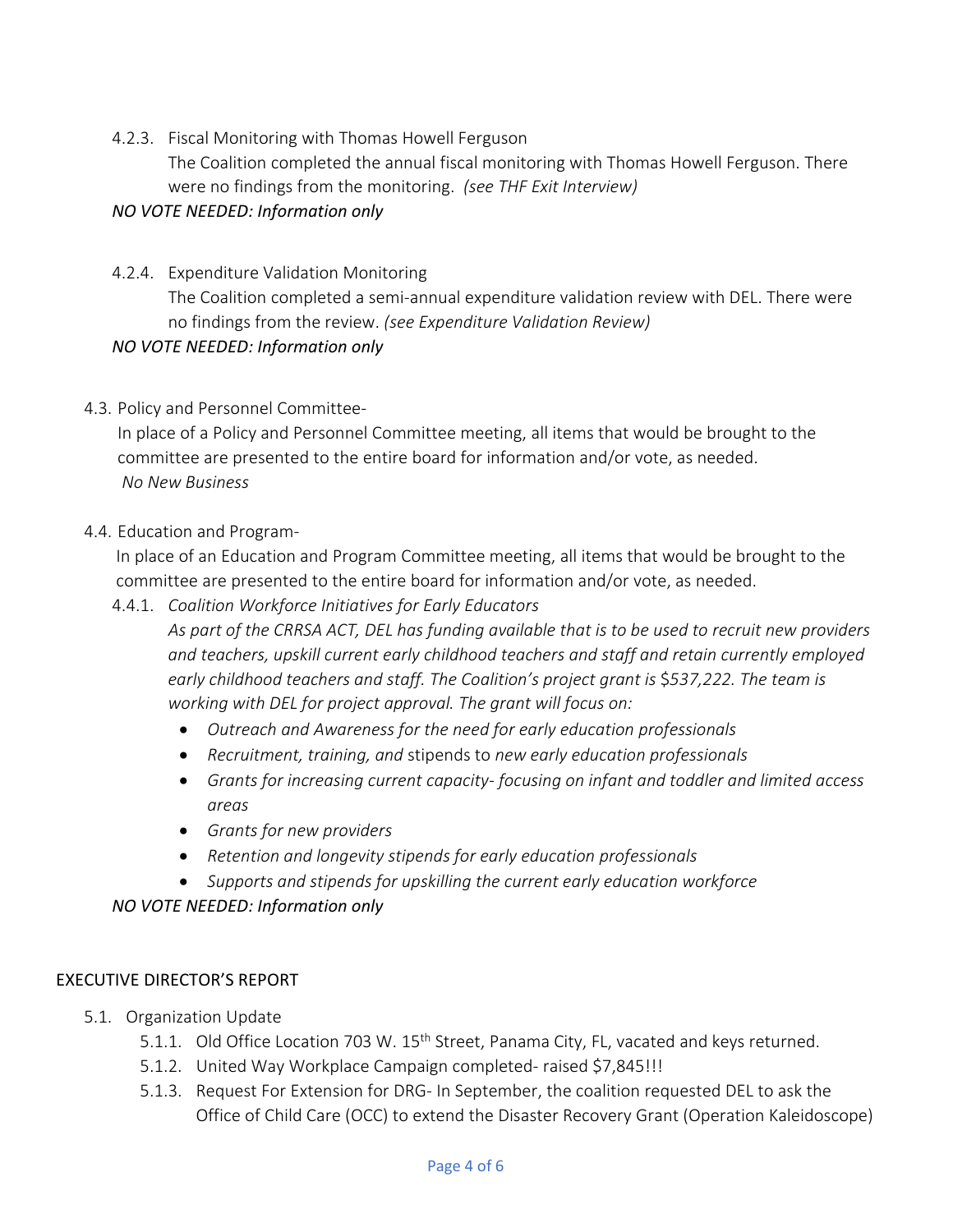4.2.3. Fiscal Monitoring with Thomas Howell Ferguson

The Coalition completed the annual fiscal monitoring with Thomas Howell Ferguson. There were no findings from the monitoring. *(see THF Exit Interview)*

*NO VOTE NEEDED: Information only*

4.2.4. Expenditure Validation Monitoring

The Coalition completed a semi-annual expenditure validation review with DEL. There were no findings from the review. *(see Expenditure Validation Review)*

*NO VOTE NEEDED: Information only*

4.3. Policy and Personnel Committee-

In place of a Policy and Personnel Committee meeting, all items that would be brought to the committee are presented to the entire board for information and/or vote, as needed.

*No New Business*

4.4. Education and Program-

In place of an Education and Program Committee meeting, all items that would be brought to the committee are presented to the entire board for information and/or vote, as needed.

4.4.1. *Coalition Workforce Initiatives for Early Educators*

*As part of the CRRSA ACT, DEL has funding available that is to be used to recruit new providers and teachers, upskill current early childhood teachers and staff and retain currently employed early childhood teachers and staff. The Coalition's project grant is* $*537,222. The team is working with DEL for project approval. The grant will focus on:*

- *Outreach and Awareness for the need for early education professionals*
- *Recruitment, training, and* stipends to *new early education professionals*
- *Grants for increasing current capacity- focusing on infant and toddler and limited access areas*
- *Grants for new providers*
- *Retention and longevity stipends for early education professionals*
- *Supports and stipends for upskilling the current early education workforce*

*NO VOTE NEEDED: Information only*

## EXECUTIVE DIRECTOR'S REPORT

5.1. Organization Update

5.1.1. Old Office Location 703 W. 15th Street, Panama City, FL, vacated and keys returned.

5.1.2. United Way Workplace Campaign completed- raised $7,845!!!

5.1.3. Request For Extension for DRG- In September, the coalition requested DEL to ask the Office of Child Care (OCC) to extend the Disaster Recovery Grant (Operation Kaleidoscope)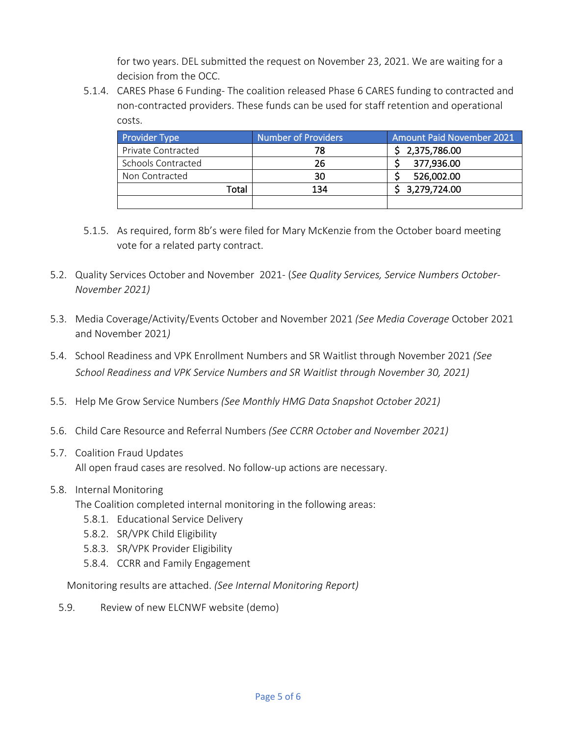for two years. DEL submitted the request on November 23, 2021. We are waiting for a decision from the OCC.

5.1.4. CARES Phase 6 Funding- The coalition released Phase 6 CARES funding to contracted and non-contracted providers. These funds can be used for staff retention and operational costs.

| Provider Type | Number of Providers | Amount Paid November 2021 |
|---|---|---|
| Private Contracted | 78 | $ 2,375,786.00 |
| Schools Contracted | 26 | $ 377,936.00 |
| Non Contracted | 30 | $ 526,002.00 |
| Total | 134 | $ 3,279,724.00 |
| | | |

5.1.5. As required, form 8b's were filed for Mary McKenzie from the October board meeting vote for a related party contract.

5.2. Quality Services October and November 2021- (*See Quality Services, Service Numbers October-November 2021)*

5.3. Media Coverage/Activity/Events October and November 2021 *(See Media Coverage* October 2021 and November 2021*)*

5.4. School Readiness and VPK Enrollment Numbers and SR Waitlist through November 2021 *(See School Readiness and VPK Service Numbers and SR Waitlist through November 30, 2021)*

5.5. Help Me Grow Service Numbers *(See Monthly HMG Data Snapshot October 2021)*

5.6. Child Care Resource and Referral Numbers *(See CCRR October and November 2021)*

5.7. Coalition Fraud Updates
All open fraud cases are resolved. No follow-up actions are necessary.

5.8. Internal Monitoring
The Coalition completed internal monitoring in the following areas:

5.8.1. Educational Service Delivery
5.8.2. SR/VPK Child Eligibility
5.8.3. SR/VPK Provider Eligibility
5.8.4. CCRR and Family Engagement

Monitoring results are attached. *(See Internal Monitoring Report)*

5.9. Review of new ELCNWF website (demo)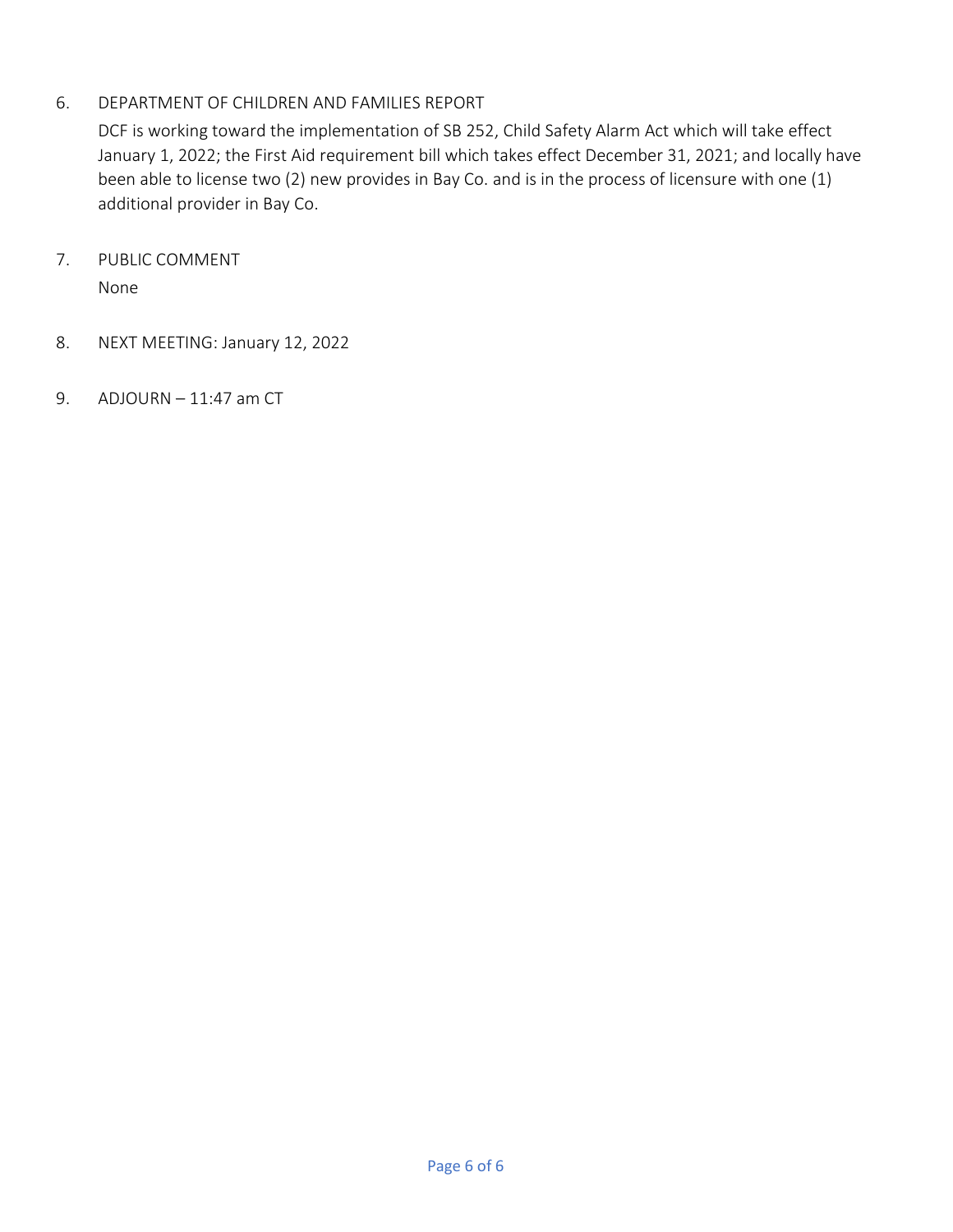6. DEPARTMENT OF CHILDREN AND FAMILIES REPORT

   DCF is working toward the implementation of SB 252, Child Safety Alarm Act which will take effect January 1, 2022; the First Aid requirement bill which takes effect December 31, 2021; and locally have been able to license two (2) new provides in Bay Co. and is in the process of licensure with one (1) additional provider in Bay Co.

7. PUBLIC COMMENT

   None

8. NEXT MEETING: January 12, 2022

9. ADJOURN – 11:47 am CT